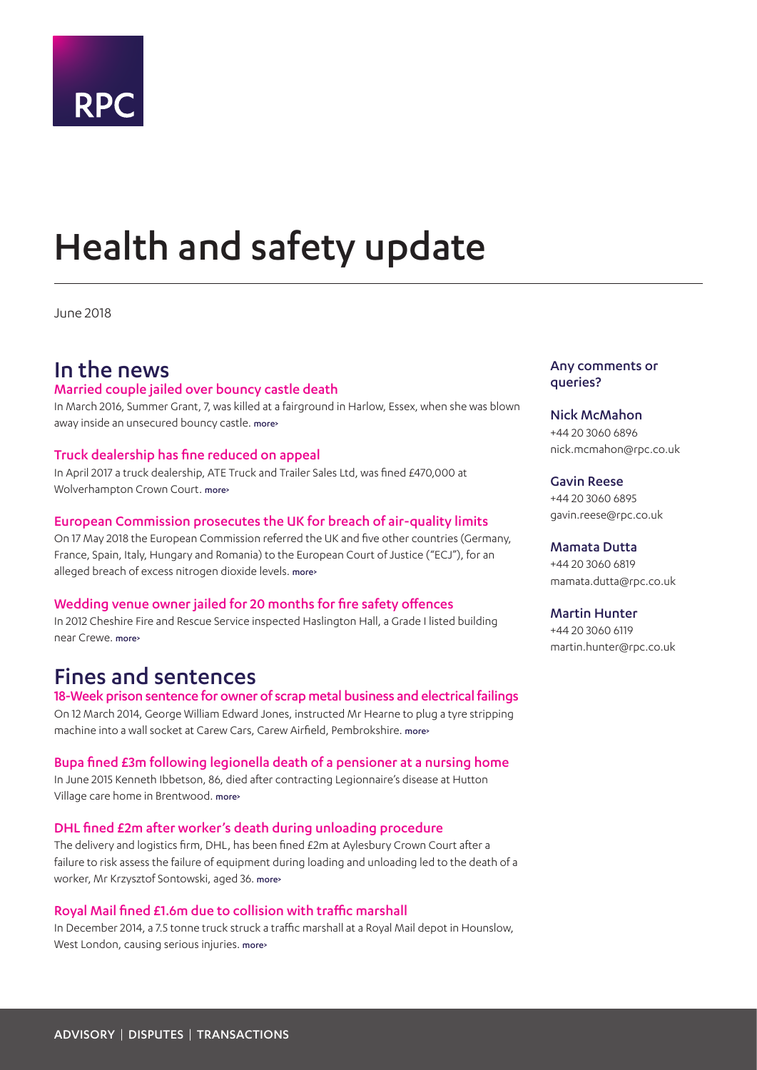RPC

# Health and safety update

June 2018

## In the news

### Married couple jailed over bouncy castle death

In March 2016, Summer Grant, 7, was killed at a fairground in Harlow, Essex, when she was blown away inside an unsecured bouncy castle. more›

### Truck dealership has fine reduced on appeal

In April 2017 a truck dealership, ATE Truck and Trailer Sales Ltd, was fined £470,000 at Wolverhampton Crown Court. more›

### European Commission prosecutes the UK for breach of air-quality limits

On 17 May 2018 the European Commission referred the UK and five other countries (Germany, France, Spain, Italy, Hungary and Romania) to the European Court of Justice ("ECJ"), for an alleged breach of excess nitrogen dioxide levels. more›

### Wedding venue owner jailed for 20 months for fire safety offences

In 2012 Cheshire Fire and Rescue Service inspected Haslington Hall, a Grade I listed building near Crewe. more›

## Fines and sentences

### 18-Week prison sentence for owner of scrap metal business and electrical failings

On 12 March 2014, George William Edward Jones, instructed Mr Hearne to plug a tyre stripping machine into a wall socket at Carew Cars, Carew Airfield, Pembrokeshire. more›

### Bupa fined £3m following legionella death of a pensioner at a nursing home

In June 2015 Kenneth Ibbetson, 86, died after contracting Legionnaire's disease at Hutton Village care home in Brentwood. more›

### DHL fined £2m after worker's death during unloading procedure

The delivery and logistics firm, DHL, has been fined £2m at Aylesbury Crown Court after a failure to risk assess the failure of equipment during loading and unloading led to the death of a worker, Mr Krzysztof Sontowski, aged 36. more›

### Royal Mail fined £1.6m due to collision with traffic marshall

In December 2014, a 7.5 tonne truck struck a traffic marshall at a Royal Mail depot in Hounslow, West London, causing serious injuries. more›

**Any comments or queries?**

**Nick McMahon**
+44 20 3060 6896
nick.mcmahon@rpc.co.uk

**Gavin Reese**
+44 20 3060 6895
gavin.reese@rpc.co.uk

**Mamata Dutta**
+44 20 3060 6819
mamata.dutta@rpc.co.uk

**Martin Hunter**
+44 20 3060 6119
martin.hunter@rpc.co.uk

ADVISORY | DISPUTES | TRANSACTIONS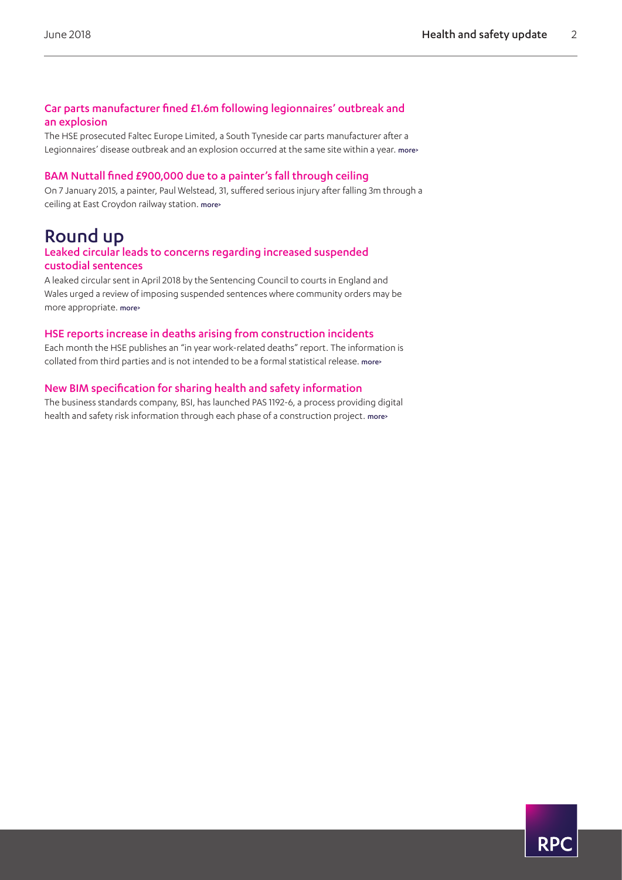### Car parts manufacturer fined £1.6m following legionnaires' outbreak and an explosion

The HSE prosecuted Faltec Europe Limited, a South Tyneside car parts manufacturer after a Legionnaires' disease outbreak and an explosion occurred at the same site within a year. more>

### BAM Nuttall fined £900,000 due to a painter's fall through ceiling

On 7 January 2015, a painter, Paul Welstead, 31, suffered serious injury after falling 3m through a ceiling at East Croydon railway station. more>

## Round up

### Leaked circular leads to concerns regarding increased suspended custodial sentences

A leaked circular sent in April 2018 by the Sentencing Council to courts in England and Wales urged a review of imposing suspended sentences where community orders may be more appropriate. more>

### HSE reports increase in deaths arising from construction incidents

Each month the HSE publishes an "in year work-related deaths" report. The information is collated from third parties and is not intended to be a formal statistical release. more>

### New BIM specification for sharing health and safety information

The business standards company, BSI, has launched PAS 1192-6, a process providing digital health and safety risk information through each phase of a construction project. more>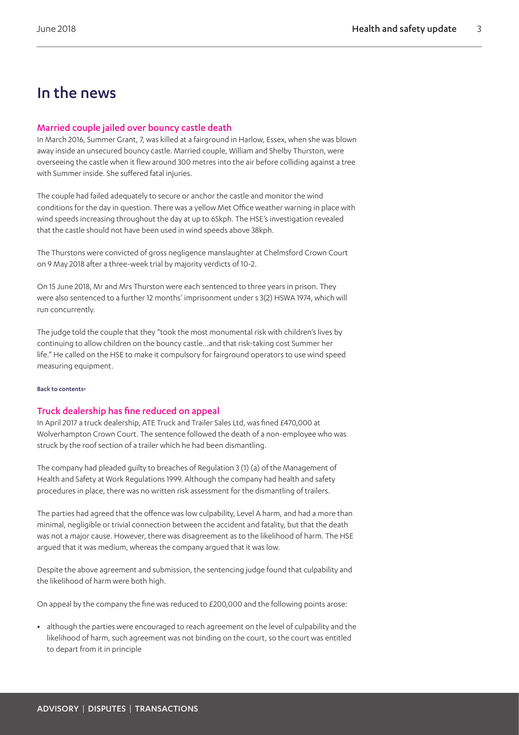# In the news

## Married couple jailed over bouncy castle death

In March 2016, Summer Grant, 7, was killed at a fairground in Harlow, Essex, when she was blown away inside an unsecured bouncy castle. Married couple, William and Shelby Thurston, were overseeing the castle when it flew around 300 metres into the air before colliding against a tree with Summer inside. She suffered fatal injuries.

The couple had failed adequately to secure or anchor the castle and monitor the wind conditions for the day in question. There was a yellow Met Office weather warning in place with wind speeds increasing throughout the day at up to 65kph. The HSE's investigation revealed that the castle should not have been used in wind speeds above 38kph.

The Thurstons were convicted of gross negligence manslaughter at Chelmsford Crown Court on 9 May 2018 after a three-week trial by majority verdicts of 10-2.

On 15 June 2018, Mr and Mrs Thurston were each sentenced to three years in prison. They were also sentenced to a further 12 months' imprisonment under s 3(2) HSWA 1974, which will run concurrently.

The judge told the couple that they "took the most monumental risk with children's lives by continuing to allow children on the bouncy castle…and that risk-taking cost Summer her life." He called on the HSE to make it compulsory for fairground operators to use wind speed measuring equipment.

Back to contents>

## Truck dealership has fine reduced on appeal

In April 2017 a truck dealership, ATE Truck and Trailer Sales Ltd, was fined £470,000 at Wolverhampton Crown Court. The sentence followed the death of a non-employee who was struck by the roof section of a trailer which he had been dismantling.

The company had pleaded guilty to breaches of Regulation 3 (1) (a) of the Management of Health and Safety at Work Regulations 1999. Although the company had health and safety procedures in place, there was no written risk assessment for the dismantling of trailers.

The parties had agreed that the offence was low culpability, Level A harm, and had a more than minimal, negligible or trivial connection between the accident and fatality, but that the death was not a major cause. However, there was disagreement as to the likelihood of harm. The HSE argued that it was medium, whereas the company argued that it was low.

Despite the above agreement and submission, the sentencing judge found that culpability and the likelihood of harm were both high.

On appeal by the company the fine was reduced to £200,000 and the following points arose:

- although the parties were encouraged to reach agreement on the level of culpability and the likelihood of harm, such agreement was not binding on the court, so the court was entitled to depart from it in principle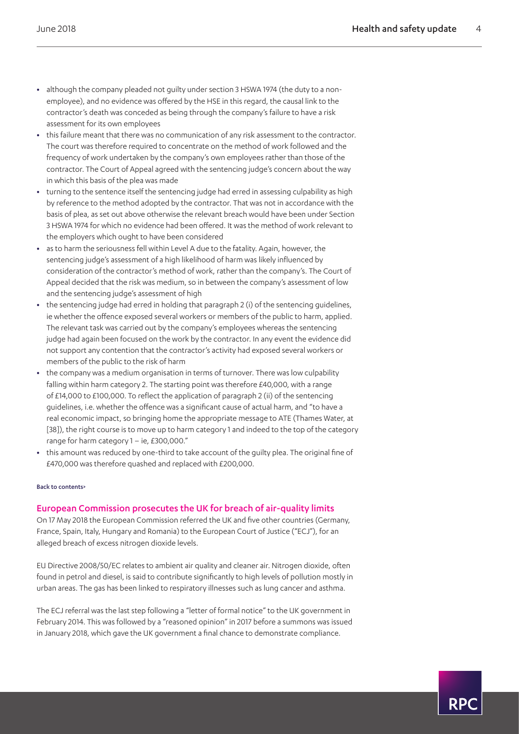- although the company pleaded not guilty under section 3 HSWA 1974 (the duty to a non-employee), and no evidence was offered by the HSE in this regard, the causal link to the contractor's death was conceded as being through the company's failure to have a risk assessment for its own employees
- this failure meant that there was no communication of any risk assessment to the contractor. The court was therefore required to concentrate on the method of work followed and the frequency of work undertaken by the company's own employees rather than those of the contractor. The Court of Appeal agreed with the sentencing judge's concern about the way in which this basis of the plea was made
- turning to the sentence itself the sentencing judge had erred in assessing culpability as high by reference to the method adopted by the contractor. That was not in accordance with the basis of plea, as set out above otherwise the relevant breach would have been under Section 3 HSWA 1974 for which no evidence had been offered. It was the method of work relevant to the employers which ought to have been considered
- as to harm the seriousness fell within Level A due to the fatality. Again, however, the sentencing judge's assessment of a high likelihood of harm was likely influenced by consideration of the contractor's method of work, rather than the company's. The Court of Appeal decided that the risk was medium, so in between the company's assessment of low and the sentencing judge's assessment of high
- the sentencing judge had erred in holding that paragraph 2 (i) of the sentencing guidelines, ie whether the offence exposed several workers or members of the public to harm, applied. The relevant task was carried out by the company's employees whereas the sentencing judge had again been focused on the work by the contractor. In any event the evidence did not support any contention that the contractor's activity had exposed several workers or members of the public to the risk of harm
- the company was a medium organisation in terms of turnover. There was low culpability falling within harm category 2. The starting point was therefore £40,000, with a range of £14,000 to £100,000. To reflect the application of paragraph 2 (ii) of the sentencing guidelines, i.e. whether the offence was a significant cause of actual harm, and "to have a real economic impact, so bringing home the appropriate message to ATE (Thames Water, at [38]), the right course is to move up to harm category 1 and indeed to the top of the category range for harm category 1 – ie, £300,000."
- this amount was reduced by one-third to take account of the guilty plea. The original fine of £470,000 was therefore quashed and replaced with £200,000.

Back to contents>

## European Commission prosecutes the UK for breach of air-quality limits

On 17 May 2018 the European Commission referred the UK and five other countries (Germany, France, Spain, Italy, Hungary and Romania) to the European Court of Justice ("ECJ"), for an alleged breach of excess nitrogen dioxide levels.

EU Directive 2008/50/EC relates to ambient air quality and cleaner air. Nitrogen dioxide, often found in petrol and diesel, is said to contribute significantly to high levels of pollution mostly in urban areas. The gas has been linked to respiratory illnesses such as lung cancer and asthma.

The ECJ referral was the last step following a "letter of formal notice" to the UK government in February 2014. This was followed by a "reasoned opinion" in 2017 before a summons was issued in January 2018, which gave the UK government a final chance to demonstrate compliance.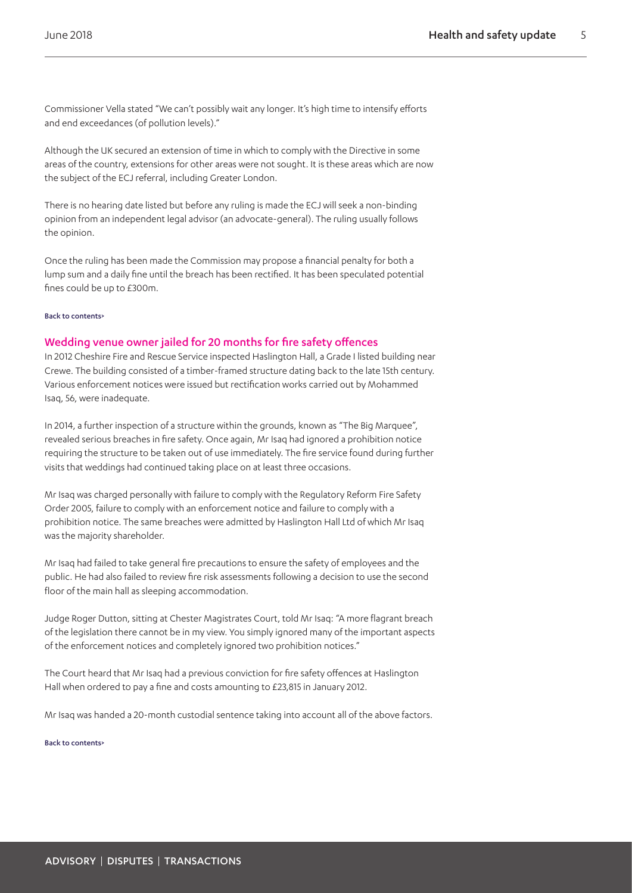Commissioner Vella stated "We can't possibly wait any longer. It's high time to intensify efforts and end exceedances (of pollution levels)."

Although the UK secured an extension of time in which to comply with the Directive in some areas of the country, extensions for other areas were not sought. It is these areas which are now the subject of the ECJ referral, including Greater London.

There is no hearing date listed but before any ruling is made the ECJ will seek a non-binding opinion from an independent legal advisor (an advocate-general). The ruling usually follows the opinion.

Once the ruling has been made the Commission may propose a financial penalty for both a lump sum and a daily fine until the breach has been rectified. It has been speculated potential fines could be up to £300m.

Back to contents>

## Wedding venue owner jailed for 20 months for fire safety offences

In 2012 Cheshire Fire and Rescue Service inspected Haslington Hall, a Grade I listed building near Crewe. The building consisted of a timber-framed structure dating back to the late 15th century. Various enforcement notices were issued but rectification works carried out by Mohammed Isaq, 56, were inadequate.

In 2014, a further inspection of a structure within the grounds, known as "The Big Marquee", revealed serious breaches in fire safety. Once again, Mr Isaq had ignored a prohibition notice requiring the structure to be taken out of use immediately. The fire service found during further visits that weddings had continued taking place on at least three occasions.

Mr Isaq was charged personally with failure to comply with the Regulatory Reform Fire Safety Order 2005, failure to comply with an enforcement notice and failure to comply with a prohibition notice. The same breaches were admitted by Haslington Hall Ltd of which Mr Isaq was the majority shareholder.

Mr Isaq had failed to take general fire precautions to ensure the safety of employees and the public. He had also failed to review fire risk assessments following a decision to use the second floor of the main hall as sleeping accommodation.

Judge Roger Dutton, sitting at Chester Magistrates Court, told Mr Isaq: "A more flagrant breach of the legislation there cannot be in my view. You simply ignored many of the important aspects of the enforcement notices and completely ignored two prohibition notices."

The Court heard that Mr Isaq had a previous conviction for fire safety offences at Haslington Hall when ordered to pay a fine and costs amounting to £23,815 in January 2012.

Mr Isaq was handed a 20-month custodial sentence taking into account all of the above factors.

Back to contents>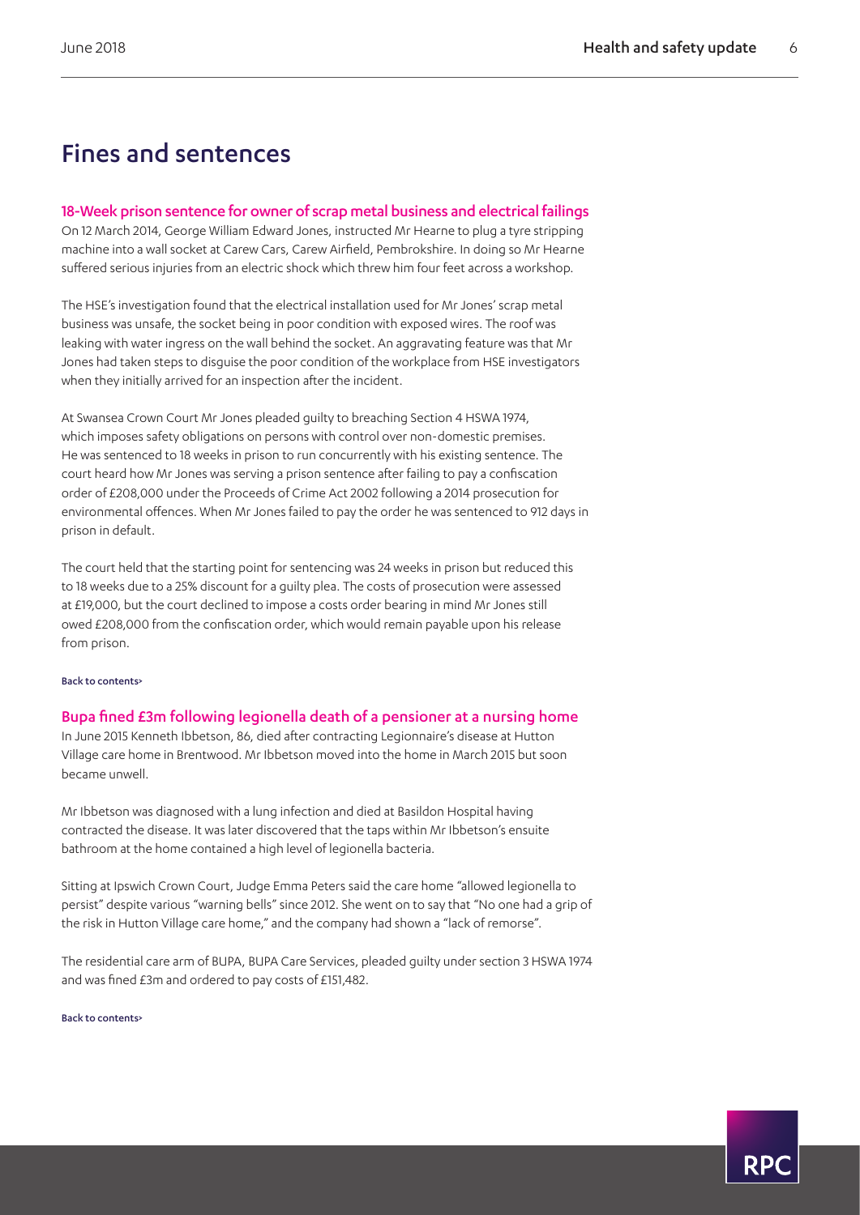# Fines and sentences

### 18-Week prison sentence for owner of scrap metal business and electrical failings

On 12 March 2014, George William Edward Jones, instructed Mr Hearne to plug a tyre stripping machine into a wall socket at Carew Cars, Carew Airfield, Pembrokshire. In doing so Mr Hearne suffered serious injuries from an electric shock which threw him four feet across a workshop.

The HSE's investigation found that the electrical installation used for Mr Jones' scrap metal business was unsafe, the socket being in poor condition with exposed wires. The roof was leaking with water ingress on the wall behind the socket. An aggravating feature was that Mr Jones had taken steps to disguise the poor condition of the workplace from HSE investigators when they initially arrived for an inspection after the incident.

At Swansea Crown Court Mr Jones pleaded guilty to breaching Section 4 HSWA 1974, which imposes safety obligations on persons with control over non-domestic premises. He was sentenced to 18 weeks in prison to run concurrently with his existing sentence. The court heard how Mr Jones was serving a prison sentence after failing to pay a confiscation order of £208,000 under the Proceeds of Crime Act 2002 following a 2014 prosecution for environmental offences. When Mr Jones failed to pay the order he was sentenced to 912 days in prison in default.

The court held that the starting point for sentencing was 24 weeks in prison but reduced this to 18 weeks due to a 25% discount for a guilty plea. The costs of prosecution were assessed at £19,000, but the court declined to impose a costs order bearing in mind Mr Jones still owed £208,000 from the confiscation order, which would remain payable upon his release from prison.

Back to contents>

### Bupa fined £3m following legionella death of a pensioner at a nursing home

In June 2015 Kenneth Ibbetson, 86, died after contracting Legionnaire's disease at Hutton Village care home in Brentwood. Mr Ibbetson moved into the home in March 2015 but soon became unwell.

Mr Ibbetson was diagnosed with a lung infection and died at Basildon Hospital having contracted the disease. It was later discovered that the taps within Mr Ibbetson's ensuite bathroom at the home contained a high level of legionella bacteria.

Sitting at Ipswich Crown Court, Judge Emma Peters said the care home "allowed legionella to persist" despite various "warning bells" since 2012. She went on to say that "No one had a grip of the risk in Hutton Village care home," and the company had shown a "lack of remorse".

The residential care arm of BUPA, BUPA Care Services, pleaded guilty under section 3 HSWA 1974 and was fined £3m and ordered to pay costs of £151,482.

Back to contents>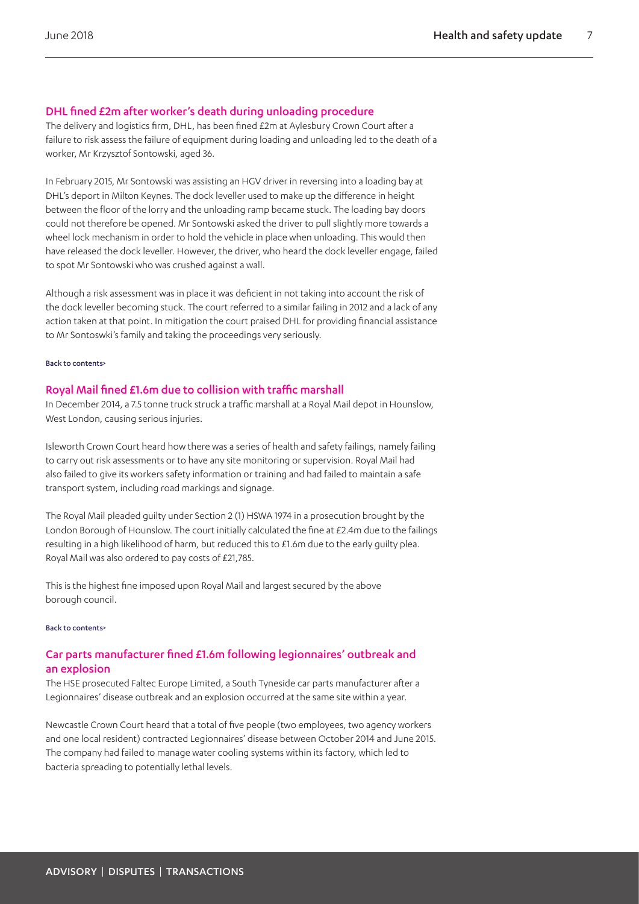## DHL fined £2m after worker's death during unloading procedure

The delivery and logistics firm, DHL, has been fined £2m at Aylesbury Crown Court after a failure to risk assess the failure of equipment during loading and unloading led to the death of a worker, Mr Krzysztof Sontowski, aged 36.

In February 2015, Mr Sontowski was assisting an HGV driver in reversing into a loading bay at DHL's deport in Milton Keynes. The dock leveller used to make up the difference in height between the floor of the lorry and the unloading ramp became stuck. The loading bay doors could not therefore be opened. Mr Sontowski asked the driver to pull slightly more towards a wheel lock mechanism in order to hold the vehicle in place when unloading. This would then have released the dock leveller. However, the driver, who heard the dock leveller engage, failed to spot Mr Sontowski who was crushed against a wall.

Although a risk assessment was in place it was deficient in not taking into account the risk of the dock leveller becoming stuck. The court referred to a similar failing in 2012 and a lack of any action taken at that point. In mitigation the court praised DHL for providing financial assistance to Mr Sontoswki's family and taking the proceedings very seriously.

Back to contents>

## Royal Mail fined £1.6m due to collision with traffic marshall

In December 2014, a 7.5 tonne truck struck a traffic marshall at a Royal Mail depot in Hounslow, West London, causing serious injuries.

Isleworth Crown Court heard how there was a series of health and safety failings, namely failing to carry out risk assessments or to have any site monitoring or supervision. Royal Mail had also failed to give its workers safety information or training and had failed to maintain a safe transport system, including road markings and signage.

The Royal Mail pleaded guilty under Section 2 (1) HSWA 1974 in a prosecution brought by the London Borough of Hounslow. The court initially calculated the fine at £2.4m due to the failings resulting in a high likelihood of harm, but reduced this to £1.6m due to the early guilty plea. Royal Mail was also ordered to pay costs of £21,785.

This is the highest fine imposed upon Royal Mail and largest secured by the above borough council.

Back to contents>

## Car parts manufacturer fined £1.6m following legionnaires' outbreak and an explosion

The HSE prosecuted Faltec Europe Limited, a South Tyneside car parts manufacturer after a Legionnaires' disease outbreak and an explosion occurred at the same site within a year.

Newcastle Crown Court heard that a total of five people (two employees, two agency workers and one local resident) contracted Legionnaires' disease between October 2014 and June 2015. The company had failed to manage water cooling systems within its factory, which led to bacteria spreading to potentially lethal levels.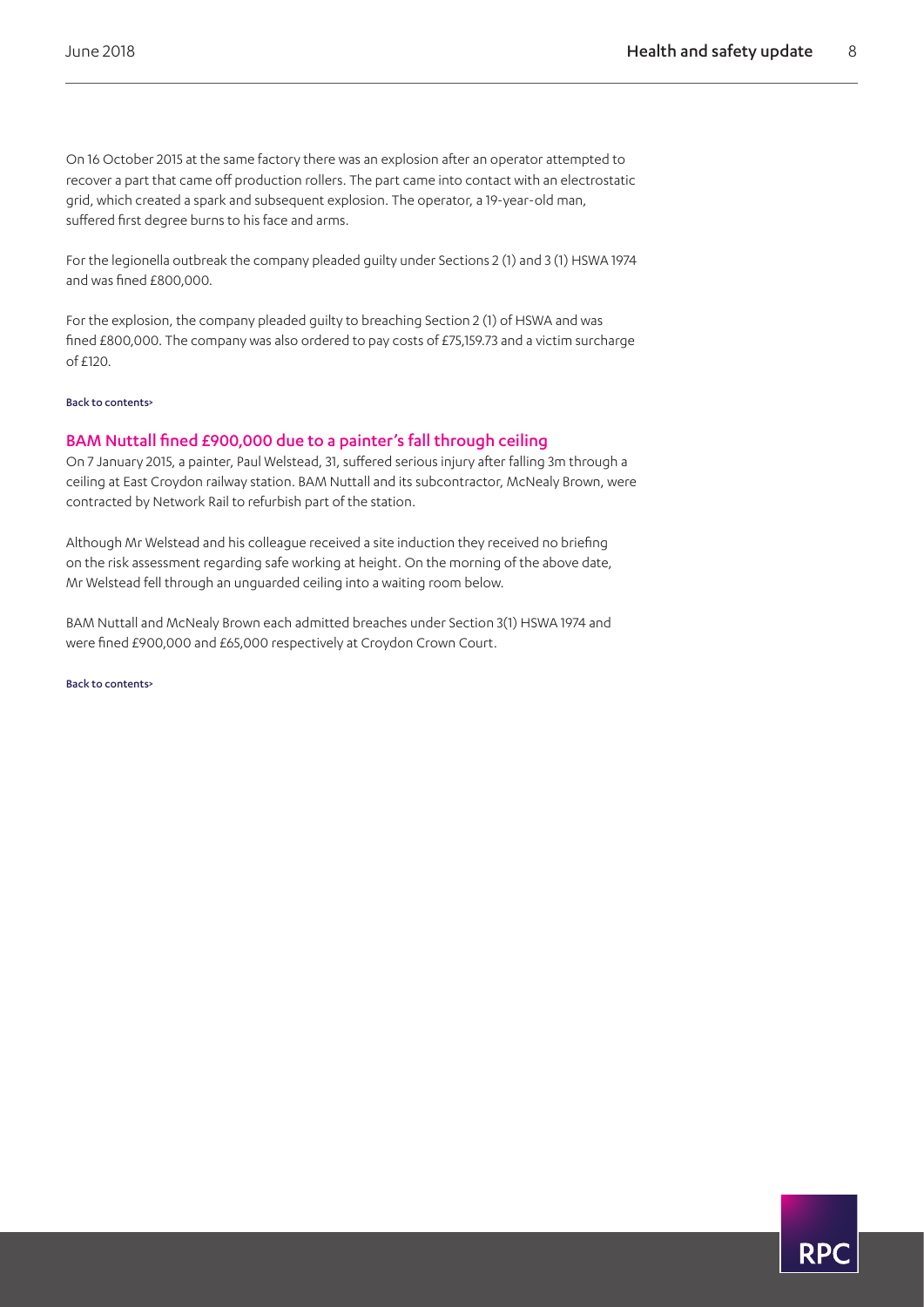On 16 October 2015 at the same factory there was an explosion after an operator attempted to recover a part that came off production rollers. The part came into contact with an electrostatic grid, which created a spark and subsequent explosion. The operator, a 19-year-old man, suffered first degree burns to his face and arms.

For the legionella outbreak the company pleaded guilty under Sections 2 (1) and 3 (1) HSWA 1974 and was fined £800,000.

For the explosion, the company pleaded guilty to breaching Section 2 (1) of HSWA and was fined £800,000. The company was also ordered to pay costs of £75,159.73 and a victim surcharge of £120.

Back to contents>

## BAM Nuttall fined £900,000 due to a painter's fall through ceiling

On 7 January 2015, a painter, Paul Welstead, 31, suffered serious injury after falling 3m through a ceiling at East Croydon railway station. BAM Nuttall and its subcontractor, McNealy Brown, were contracted by Network Rail to refurbish part of the station.

Although Mr Welstead and his colleague received a site induction they received no briefing on the risk assessment regarding safe working at height. On the morning of the above date, Mr Welstead fell through an unguarded ceiling into a waiting room below.

BAM Nuttall and McNealy Brown each admitted breaches under Section 3(1) HSWA 1974 and were fined £900,000 and £65,000 respectively at Croydon Crown Court.

Back to contents>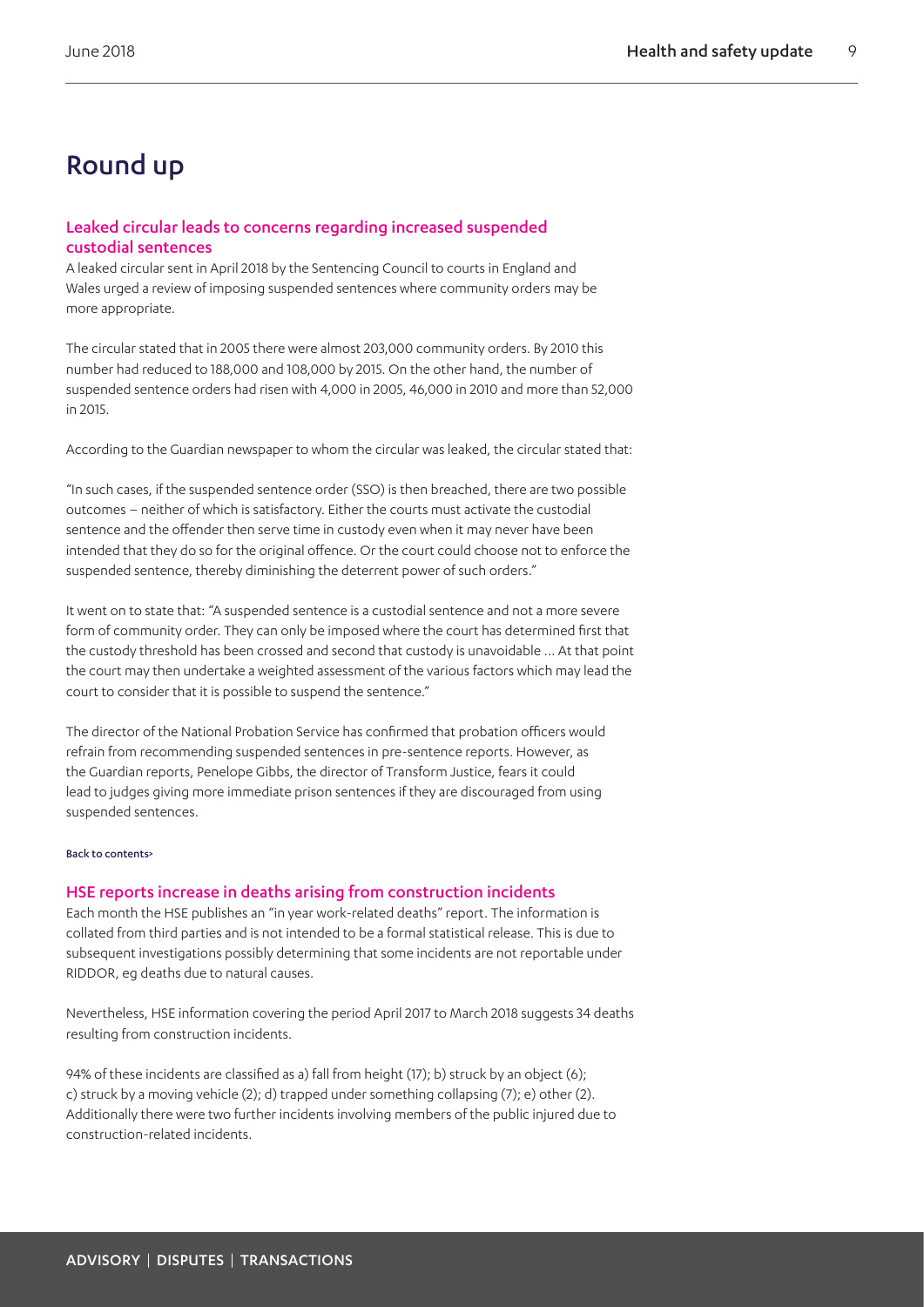# Round up

## Leaked circular leads to concerns regarding increased suspended custodial sentences

A leaked circular sent in April 2018 by the Sentencing Council to courts in England and Wales urged a review of imposing suspended sentences where community orders may be more appropriate.

The circular stated that in 2005 there were almost 203,000 community orders. By 2010 this number had reduced to 188,000 and 108,000 by 2015. On the other hand, the number of suspended sentence orders had risen with 4,000 in 2005, 46,000 in 2010 and more than 52,000 in 2015.

According to the Guardian newspaper to whom the circular was leaked, the circular stated that:

"In such cases, if the suspended sentence order (SSO) is then breached, there are two possible outcomes – neither of which is satisfactory. Either the courts must activate the custodial sentence and the offender then serve time in custody even when it may never have been intended that they do so for the original offence. Or the court could choose not to enforce the suspended sentence, thereby diminishing the deterrent power of such orders."

It went on to state that: "A suspended sentence is a custodial sentence and not a more severe form of community order. They can only be imposed where the court has determined first that the custody threshold has been crossed and second that custody is unavoidable … At that point the court may then undertake a weighted assessment of the various factors which may lead the court to consider that it is possible to suspend the sentence."

The director of the National Probation Service has confirmed that probation officers would refrain from recommending suspended sentences in pre-sentence reports. However, as the Guardian reports, Penelope Gibbs, the director of Transform Justice, fears it could lead to judges giving more immediate prison sentences if they are discouraged from using suspended sentences.

Back to contents>

## HSE reports increase in deaths arising from construction incidents

Each month the HSE publishes an "in year work-related deaths" report. The information is collated from third parties and is not intended to be a formal statistical release. This is due to subsequent investigations possibly determining that some incidents are not reportable under RIDDOR, eg deaths due to natural causes.

Nevertheless, HSE information covering the period April 2017 to March 2018 suggests 34 deaths resulting from construction incidents.

94% of these incidents are classified as a) fall from height (17); b) struck by an object (6); c) struck by a moving vehicle (2); d) trapped under something collapsing (7); e) other (2). Additionally there were two further incidents involving members of the public injured due to construction-related incidents.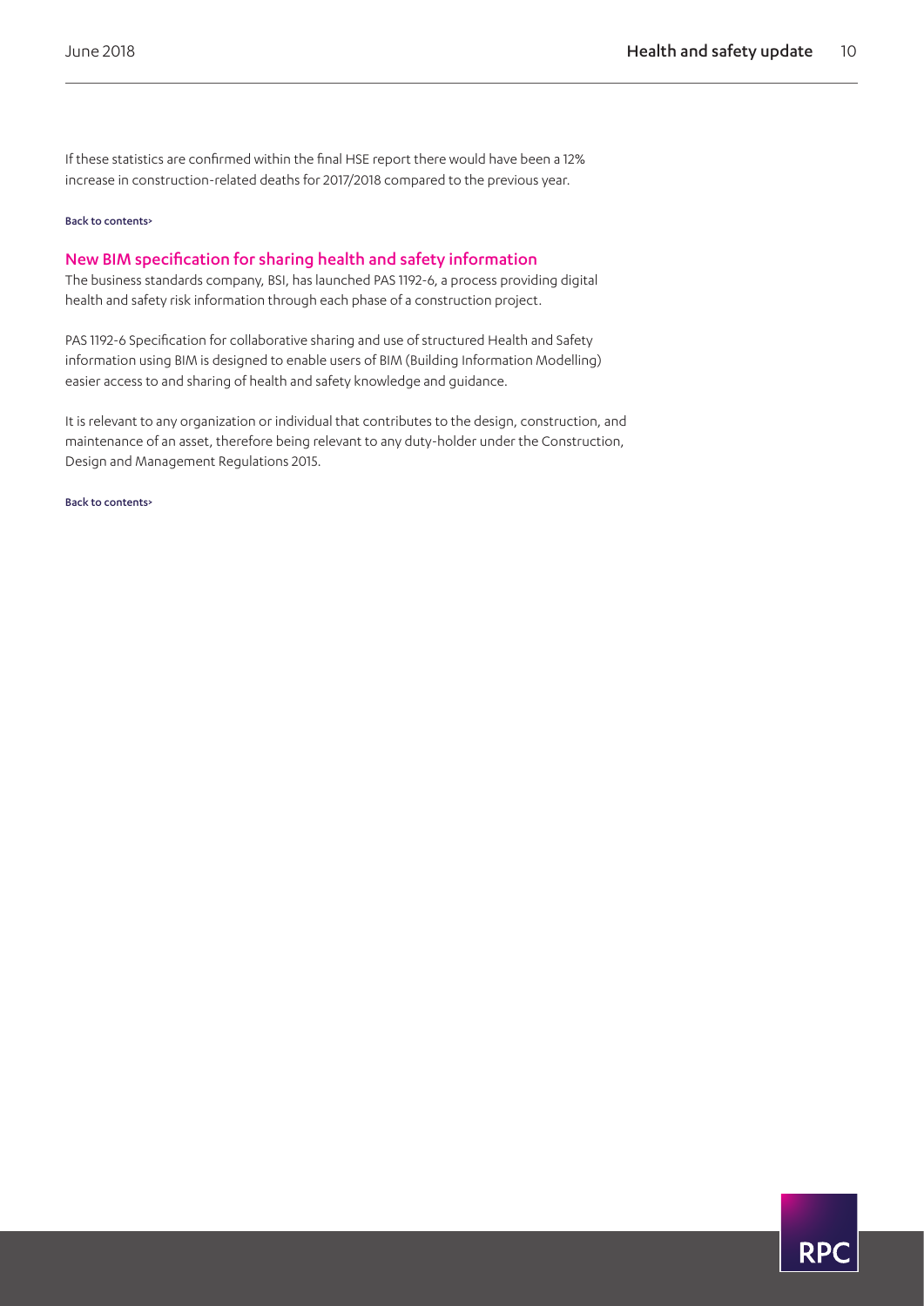If these statistics are confirmed within the final HSE report there would have been a 12% increase in construction-related deaths for 2017/2018 compared to the previous year.

Back to contents>

## New BIM specification for sharing health and safety information

The business standards company, BSI, has launched PAS 1192-6, a process providing digital health and safety risk information through each phase of a construction project.

PAS 1192-6 Specification for collaborative sharing and use of structured Health and Safety information using BIM is designed to enable users of BIM (Building Information Modelling) easier access to and sharing of health and safety knowledge and guidance.

It is relevant to any organization or individual that contributes to the design, construction, and maintenance of an asset, therefore being relevant to any duty-holder under the Construction, Design and Management Regulations 2015.

Back to contents>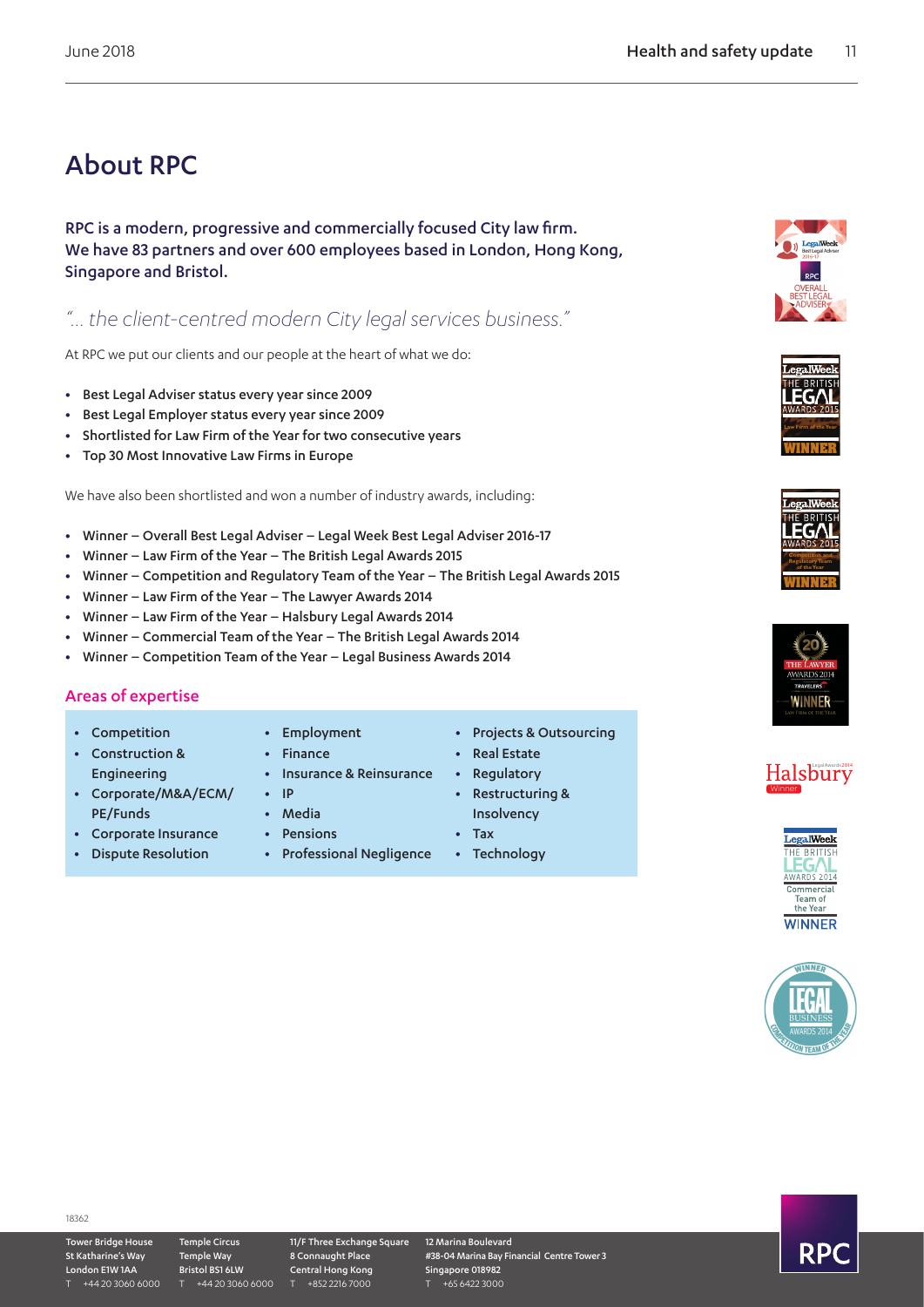# About RPC

**RPC is a modern, progressive and commercially focused City law firm. We have 83 partners and over 600 employees based in London, Hong Kong, Singapore and Bristol.**

*"... the client-centred modern City legal services business."*

At RPC we put our clients and our people at the heart of what we do:

- Best Legal Adviser status every year since 2009
- Best Legal Employer status every year since 2009
- Shortlisted for Law Firm of the Year for two consecutive years
- Top 30 Most Innovative Law Firms in Europe

We have also been shortlisted and won a number of industry awards, including:

- Winner – Overall Best Legal Adviser – Legal Week Best Legal Adviser 2016-17
- Winner – Law Firm of the Year – The British Legal Awards 2015
- Winner – Competition and Regulatory Team of the Year – The British Legal Awards 2015
- Winner – Law Firm of the Year – The Lawyer Awards 2014
- Winner – Law Firm of the Year – Halsbury Legal Awards 2014
- Winner – Commercial Team of the Year – The British Legal Awards 2014
- Winner – Competition Team of the Year – Legal Business Awards 2014

## Areas of expertise

- Competition
- Construction & Engineering
- Corporate/M&A/ECM/PE/Funds
- Corporate Insurance
- Dispute Resolution
- Employment
- Finance
- Insurance & Reinsurance
- IP
- Media
- Pensions
- Professional Negligence
- Projects & Outsourcing
- Real Estate
- Regulatory
- Restructuring & Insolvency
- Tax
- Technology

18362

Tower Bridge House
St Katharine's Way
London E1W 1AA
T +44 20 3060 6000

Temple Circus
Temple Way
Bristol BS1 6LW
T +44 20 3060 6000

11/F Three Exchange Square
8 Connaught Place
Central Hong Kong
T +852 2216 7000

12 Marina Boulevard
#38-04 Marina Bay Financial Centre Tower 3
Singapore 018982
T +65 6422 3000